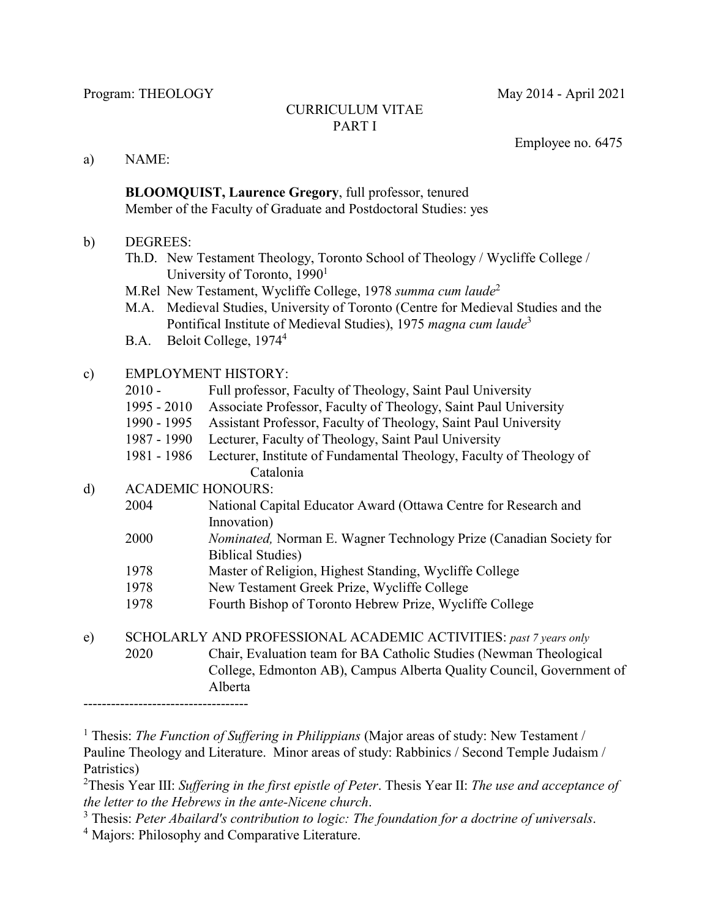Program: THEOLOGY  May 2014 - April 2021

CURRICULUM VITAE
PART I

Employee no. 6475

a) NAME:

**BLOOMQUIST, Laurence Gregory**, full professor, tenured
Member of the Faculty of Graduate and Postdoctoral Studies: yes

b) DEGREES:

- Th.D. New Testament Theology, Toronto School of Theology / Wycliffe College / University of Toronto, 1990[1]
- M.Rel New Testament, Wycliffe College, 1978 *summa cum laude*[2]
- M.A. Medieval Studies, University of Toronto (Centre for Medieval Studies and the Pontifical Institute of Medieval Studies), 1975 *magna cum laude*[3]
- B.A. Beloit College, 1974[4]

c) EMPLOYMENT HISTORY:

| | |
|---|---|
| 2010 - | Full professor, Faculty of Theology, Saint Paul University |
| 1995 - 2010 | Associate Professor, Faculty of Theology, Saint Paul University |
| 1990 - 1995 | Assistant Professor, Faculty of Theology, Saint Paul University |
| 1987 - 1990 | Lecturer, Faculty of Theology, Saint Paul University |
| 1981 - 1986 | Lecturer, Institute of Fundamental Theology, Faculty of Theology of Catalonia |

d) ACADEMIC HONOURS:

| | |
|---|---|
| 2004 | National Capital Educator Award (Ottawa Centre for Research and Innovation) |
| 2000 | *Nominated,* Norman E. Wagner Technology Prize (Canadian Society for Biblical Studies) |
| 1978 | Master of Religion, Highest Standing, Wycliffe College |
| 1978 | New Testament Greek Prize, Wycliffe College |
| 1978 | Fourth Bishop of Toronto Hebrew Prize, Wycliffe College |

e) SCHOLARLY AND PROFESSIONAL ACADEMIC ACTIVITIES: *past 7 years only*

| | |
|---|---|
| 2020 | Chair, Evaluation team for BA Catholic Studies (Newman Theological College, Edmonton AB), Campus Alberta Quality Council, Government of Alberta |

------------------------------------

[1] Thesis: *The Function of Suffering in Philippians* (Major areas of study: New Testament / Pauline Theology and Literature. Minor areas of study: Rabbinics / Second Temple Judaism / Patristics)

[2] Thesis Year III: *Suffering in the first epistle of Peter*. Thesis Year II: *The use and acceptance of the letter to the Hebrews in the ante-Nicene church*.

[3] Thesis: *Peter Abailard's contribution to logic: The foundation for a doctrine of universals*.

[4] Majors: Philosophy and Comparative Literature.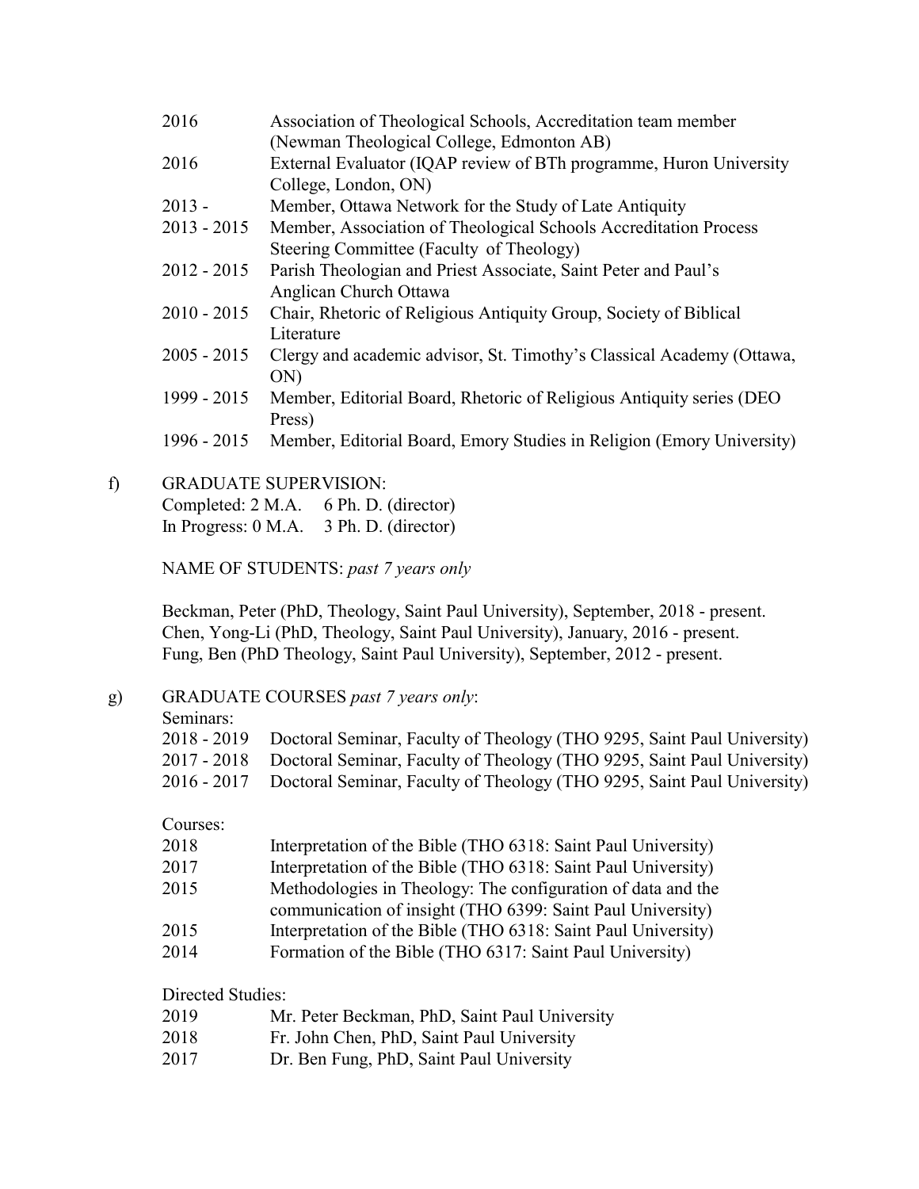| | |
|---|---|
| 2016 | Association of Theological Schools, Accreditation team member (Newman Theological College, Edmonton AB) |
| 2016 | External Evaluator (IQAP review of BTh programme, Huron University College, London, ON) |
| 2013 - | Member, Ottawa Network for the Study of Late Antiquity |
| 2013 - 2015 | Member, Association of Theological Schools Accreditation Process Steering Committee (Faculty of Theology) |
| 2012 - 2015 | Parish Theologian and Priest Associate, Saint Peter and Paul's Anglican Church Ottawa |
| 2010 - 2015 | Chair, Rhetoric of Religious Antiquity Group, Society of Biblical Literature |
| 2005 - 2015 | Clergy and academic advisor, St. Timothy's Classical Academy (Ottawa, ON) |
| 1999 - 2015 | Member, Editorial Board, Rhetoric of Religious Antiquity series (DEO Press) |
| 1996 - 2015 | Member, Editorial Board, Emory Studies in Religion (Emory University) |

f) GRADUATE SUPERVISION:

Completed: 2 M.A.  6 Ph. D. (director)
In Progress: 0 M.A.  3 Ph. D. (director)

NAME OF STUDENTS: *past 7 years only*

Beckman, Peter (PhD, Theology, Saint Paul University), September, 2018 - present.
Chen, Yong-Li (PhD, Theology, Saint Paul University), January, 2016 - present.
Fung, Ben (PhD Theology, Saint Paul University), September, 2012 - present.

g) GRADUATE COURSES *past 7 years only*:

Seminars:

| | |
|---|---|
| 2018 - 2019 | Doctoral Seminar, Faculty of Theology (THO 9295, Saint Paul University) |
| 2017 - 2018 | Doctoral Seminar, Faculty of Theology (THO 9295, Saint Paul University) |
| 2016 - 2017 | Doctoral Seminar, Faculty of Theology (THO 9295, Saint Paul University) |

Courses:

| | |
|---|---|
| 2018 | Interpretation of the Bible (THO 6318: Saint Paul University) |
| 2017 | Interpretation of the Bible (THO 6318: Saint Paul University) |
| 2015 | Methodologies in Theology: The configuration of data and the communication of insight (THO 6399: Saint Paul University) |
| 2015 | Interpretation of the Bible (THO 6318: Saint Paul University) |
| 2014 | Formation of the Bible (THO 6317: Saint Paul University) |

Directed Studies:

| | |
|---|---|
| 2019 | Mr. Peter Beckman, PhD, Saint Paul University |
| 2018 | Fr. John Chen, PhD, Saint Paul University |
| 2017 | Dr. Ben Fung, PhD, Saint Paul University |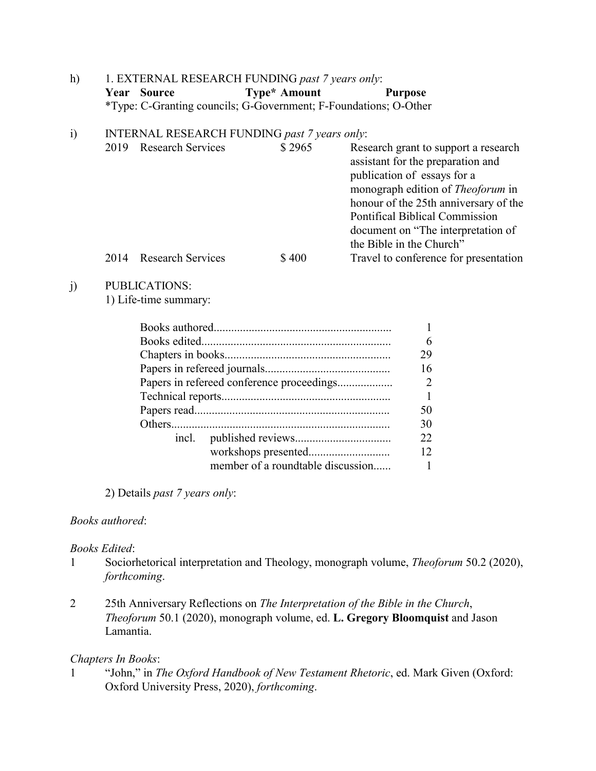h) 1. EXTERNAL RESEARCH FUNDING *past 7 years only*:

| Year | Source | Type* | Amount | Purpose |
|---|---|---|---|---|

*Type: C-Granting councils; G-Government; F-Foundations; O-Other

i) INTERNAL RESEARCH FUNDING *past 7 years only*:

| Year | Source | Amount | Purpose |
|---|---|---|---|
| 2019 | Research Services | $ 2965 | Research grant to support a research assistant for the preparation and publication of essays for a monograph edition of *Theoforum* in honour of the 25th anniversary of the Pontifical Biblical Commission document on "The interpretation of the Bible in the Church" |
| 2014 | Research Services | $ 400 | Travel to conference for presentation |

j) PUBLICATIONS:

1) Life-time summary:

| | |
|---|---|
| Books authored | 1 |
| Books edited | 6 |
| Chapters in books | 29 |
| Papers in refereed journals | 16 |
| Papers in refereed conference proceedings | 2 |
| Technical reports | 1 |
| Papers read | 50 |
| Others | 30 |
| incl. published reviews | 22 |
| workshops presented | 12 |
| member of a roundtable discussion | 1 |

2) Details *past 7 years only*:

*Books authored*:

*Books Edited*:

1. Sociorhetorical interpretation and Theology, monograph volume, *Theoforum* 50.2 (2020), *forthcoming*.

2. 25th Anniversary Reflections on *The Interpretation of the Bible in the Church*, *Theoforum* 50.1 (2020), monograph volume, ed. **L. Gregory Bloomquist** and Jason Lamantia.

*Chapters In Books*:

1. "John," in *The Oxford Handbook of New Testament Rhetoric*, ed. Mark Given (Oxford: Oxford University Press, 2020), *forthcoming*.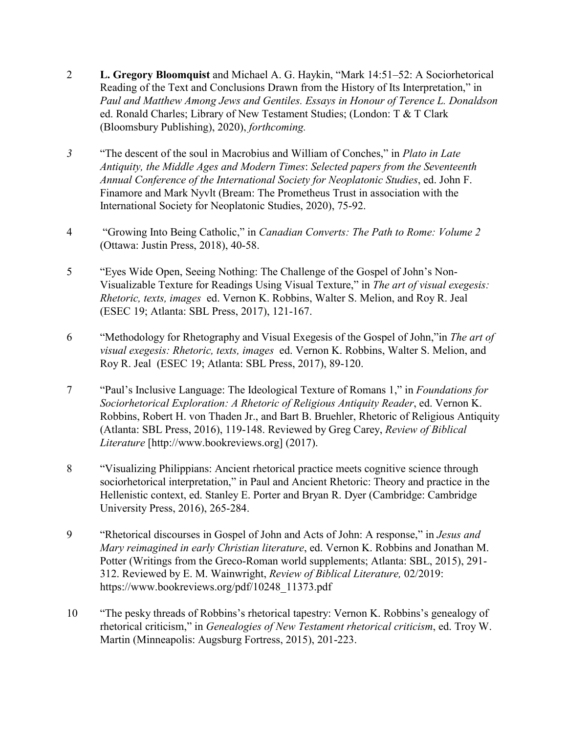2 **L. Gregory Bloomquist** and Michael A. G. Haykin, "Mark 14:51–52: A Sociorhetorical Reading of the Text and Conclusions Drawn from the History of Its Interpretation," in *Paul and Matthew Among Jews and Gentiles. Essays in Honour of Terence L. Donaldson* ed. Ronald Charles; Library of New Testament Studies; (London: T & T Clark (Bloomsbury Publishing), 2020), *forthcoming.*

*3* "The descent of the soul in Macrobius and William of Conches," in *Plato in Late Antiquity, the Middle Ages and Modern Times*: *Selected papers from the Seventeenth Annual Conference of the International Society for Neoplatonic Studies*, ed. John F. Finamore and Mark Nyvlt (Bream: The Prometheus Trust in association with the International Society for Neoplatonic Studies, 2020), 75-92.

4 "Growing Into Being Catholic," in *Canadian Converts: The Path to Rome: Volume 2* (Ottawa: Justin Press, 2018), 40-58.

5 "Eyes Wide Open, Seeing Nothing: The Challenge of the Gospel of John's Non-Visualizable Texture for Readings Using Visual Texture," in *The art of visual exegesis: Rhetoric, texts, images* ed. Vernon K. Robbins, Walter S. Melion, and Roy R. Jeal (ESEC 19; Atlanta: SBL Press, 2017), 121-167.

6 "Methodology for Rhetography and Visual Exegesis of the Gospel of John,"in *The art of visual exegesis: Rhetoric, texts, images* ed. Vernon K. Robbins, Walter S. Melion, and Roy R. Jeal (ESEC 19; Atlanta: SBL Press, 2017), 89-120.

7 "Paul's Inclusive Language: The Ideological Texture of Romans 1," in *Foundations for Sociorhetorical Exploration: A Rhetoric of Religious Antiquity Reader*, ed. Vernon K. Robbins, Robert H. von Thaden Jr., and Bart B. Bruehler, Rhetoric of Religious Antiquity (Atlanta: SBL Press, 2016), 119-148. Reviewed by Greg Carey, *Review of Biblical Literature* [http://www.bookreviews.org] (2017).

8 "Visualizing Philippians: Ancient rhetorical practice meets cognitive science through sociorhetorical interpretation," in Paul and Ancient Rhetoric: Theory and practice in the Hellenistic context, ed. Stanley E. Porter and Bryan R. Dyer (Cambridge: Cambridge University Press, 2016), 265-284.

9 "Rhetorical discourses in Gospel of John and Acts of John: A response," in *Jesus and Mary reimagined in early Christian literature*, ed. Vernon K. Robbins and Jonathan M. Potter (Writings from the Greco-Roman world supplements; Atlanta: SBL, 2015), 291-312. Reviewed by E. M. Wainwright, *Review of Biblical Literature,* 02/2019: https://www.bookreviews.org/pdf/10248_11373.pdf

10 "The pesky threads of Robbins's rhetorical tapestry: Vernon K. Robbins's genealogy of rhetorical criticism," in *Genealogies of New Testament rhetorical criticism*, ed. Troy W. Martin (Minneapolis: Augsburg Fortress, 2015), 201-223.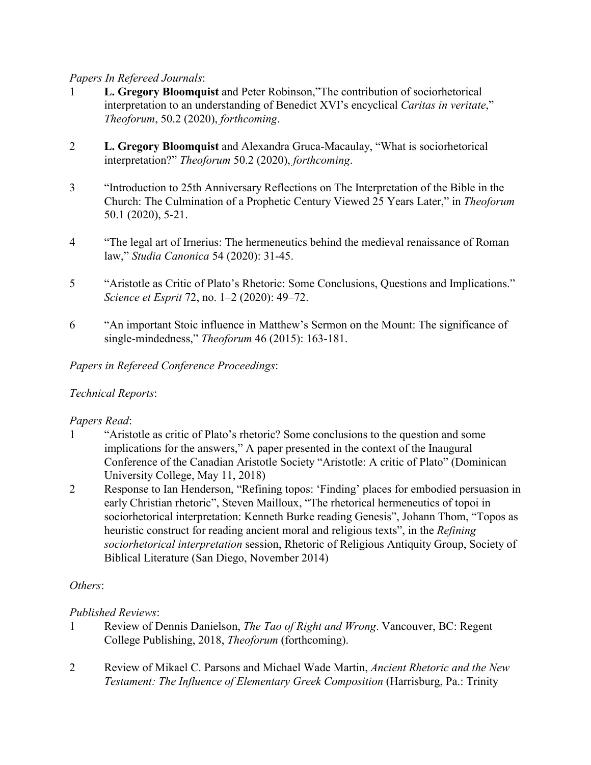*Papers In Refereed Journals*:

1 **L. Gregory Bloomquist** and Peter Robinson,"The contribution of sociorhetorical interpretation to an understanding of Benedict XVI's encyclical *Caritas in veritate*," *Theoforum*, 50.2 (2020), *forthcoming*.

2 **L. Gregory Bloomquist** and Alexandra Gruca-Macaulay, "What is sociorhetorical interpretation?" *Theoforum* 50.2 (2020), *forthcoming*.

3 "Introduction to 25th Anniversary Reflections on The Interpretation of the Bible in the Church: The Culmination of a Prophetic Century Viewed 25 Years Later," in *Theoforum* 50.1 (2020), 5-21.

4 "The legal art of Irnerius: The hermeneutics behind the medieval renaissance of Roman law," *Studia Canonica* 54 (2020): 31-45.

5 "Aristotle as Critic of Plato's Rhetoric: Some Conclusions, Questions and Implications." *Science et Esprit* 72, no. 1–2 (2020): 49–72.

6 "An important Stoic influence in Matthew's Sermon on the Mount: The significance of single-mindedness," *Theoforum* 46 (2015): 163-181.

*Papers in Refereed Conference Proceedings*:

*Technical Reports*:

*Papers Read*:

1 "Aristotle as critic of Plato's rhetoric? Some conclusions to the question and some implications for the answers," A paper presented in the context of the Inaugural Conference of the Canadian Aristotle Society "Aristotle: A critic of Plato" (Dominican University College, May 11, 2018)

2 Response to Ian Henderson, "Refining topos: 'Finding' places for embodied persuasion in early Christian rhetoric", Steven Mailloux, "The rhetorical hermeneutics of topoi in sociorhetorical interpretation: Kenneth Burke reading Genesis", Johann Thom, "Topos as heuristic construct for reading ancient moral and religious texts", in the *Refining sociorhetorical interpretation* session, Rhetoric of Religious Antiquity Group, Society of Biblical Literature (San Diego, November 2014)

*Others*:

*Published Reviews*:

1 Review of Dennis Danielson, *The Tao of Right and Wrong*. Vancouver, BC: Regent College Publishing, 2018, *Theoforum* (forthcoming).

2 Review of Mikael C. Parsons and Michael Wade Martin, *Ancient Rhetoric and the New Testament: The Influence of Elementary Greek Composition* (Harrisburg, Pa.: Trinity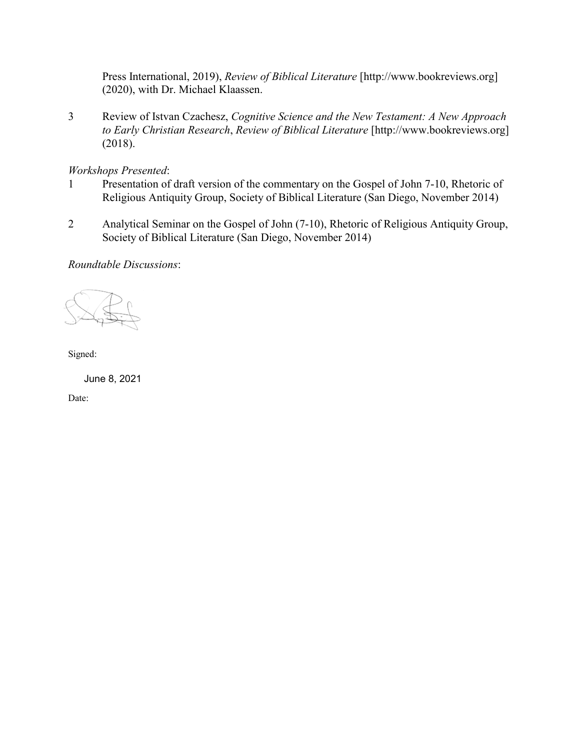Press International, 2019), *Review of Biblical Literature* [http://www.bookreviews.org] (2020), with Dr. Michael Klaassen.

3 Review of Istvan Czachesz, *Cognitive Science and the New Testament: A New Approach to Early Christian Research*, *Review of Biblical Literature* [http://www.bookreviews.org] (2018).

*Workshops Presented*:

1 Presentation of draft version of the commentary on the Gospel of John 7-10, Rhetoric of Religious Antiquity Group, Society of Biblical Literature (San Diego, November 2014)

2 Analytical Seminar on the Gospel of John (7-10), Rhetoric of Religious Antiquity Group, Society of Biblical Literature (San Diego, November 2014)

*Roundtable Discussions*:

Signed:

June 8, 2021

Date: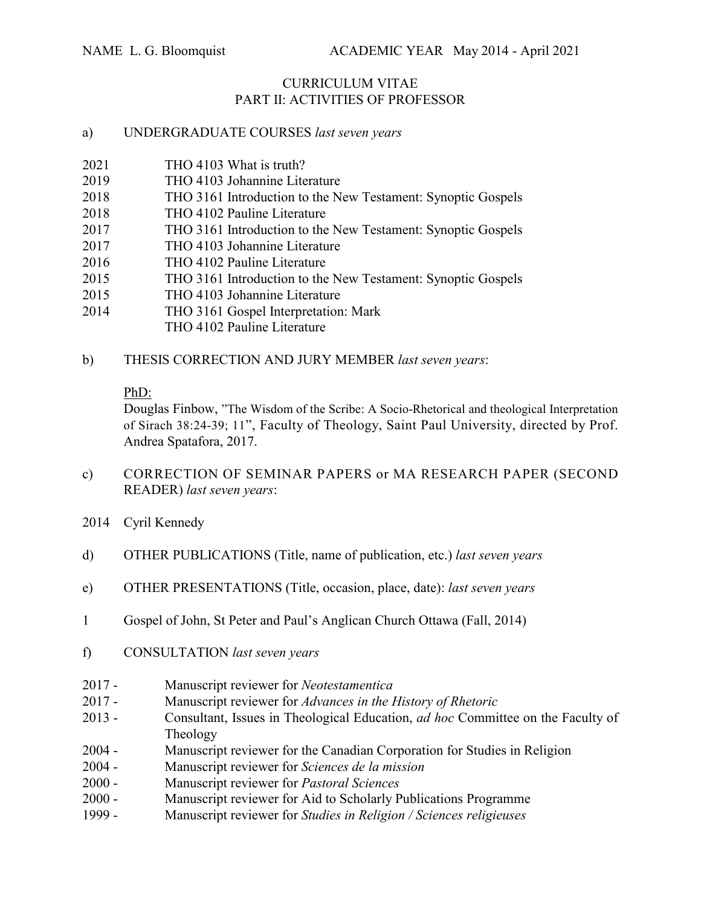NAME L. G. Bloomquist ACADEMIC YEAR May 2014 - April 2021

# CURRICULUM VITAE
## PART II: ACTIVITIES OF PROFESSOR

a) UNDERGRADUATE COURSES *last seven years*

2021 THO 4103 What is truth?
2019 THO 4103 Johannine Literature
2018 THO 3161 Introduction to the New Testament: Synoptic Gospels
2018 THO 4102 Pauline Literature
2017 THO 3161 Introduction to the New Testament: Synoptic Gospels
2017 THO 4103 Johannine Literature
2016 THO 4102 Pauline Literature
2015 THO 3161 Introduction to the New Testament: Synoptic Gospels
2015 THO 4103 Johannine Literature
2014 THO 3161 Gospel Interpretation: Mark
THO 4102 Pauline Literature

b) THESIS CORRECTION AND JURY MEMBER *last seven years*:

PhD:
Douglas Finbow, "The Wisdom of the Scribe: A Socio-Rhetorical and theological Interpretation of Sirach 38:24-39; 11", Faculty of Theology, Saint Paul University, directed by Prof. Andrea Spatafora, 2017.

c) CORRECTION OF SEMINAR PAPERS or MA RESEARCH PAPER (SECOND READER) *last seven years*:

2014 Cyril Kennedy

d) OTHER PUBLICATIONS (Title, name of publication, etc.) *last seven years*

e) OTHER PRESENTATIONS (Title, occasion, place, date): *last seven years*

1 Gospel of John, St Peter and Paul's Anglican Church Ottawa (Fall, 2014)

f) CONSULTATION *last seven years*

2017 - Manuscript reviewer for *Neotestamentica*
2017 - Manuscript reviewer for *Advances in the History of Rhetoric*
2013 - Consultant, Issues in Theological Education, *ad hoc* Committee on the Faculty of Theology
2004 - Manuscript reviewer for the Canadian Corporation for Studies in Religion
2004 - Manuscript reviewer for *Sciences de la mission*
2000 - Manuscript reviewer for *Pastoral Sciences*
2000 - Manuscript reviewer for Aid to Scholarly Publications Programme
1999 - Manuscript reviewer for *Studies in Religion / Sciences religieuses*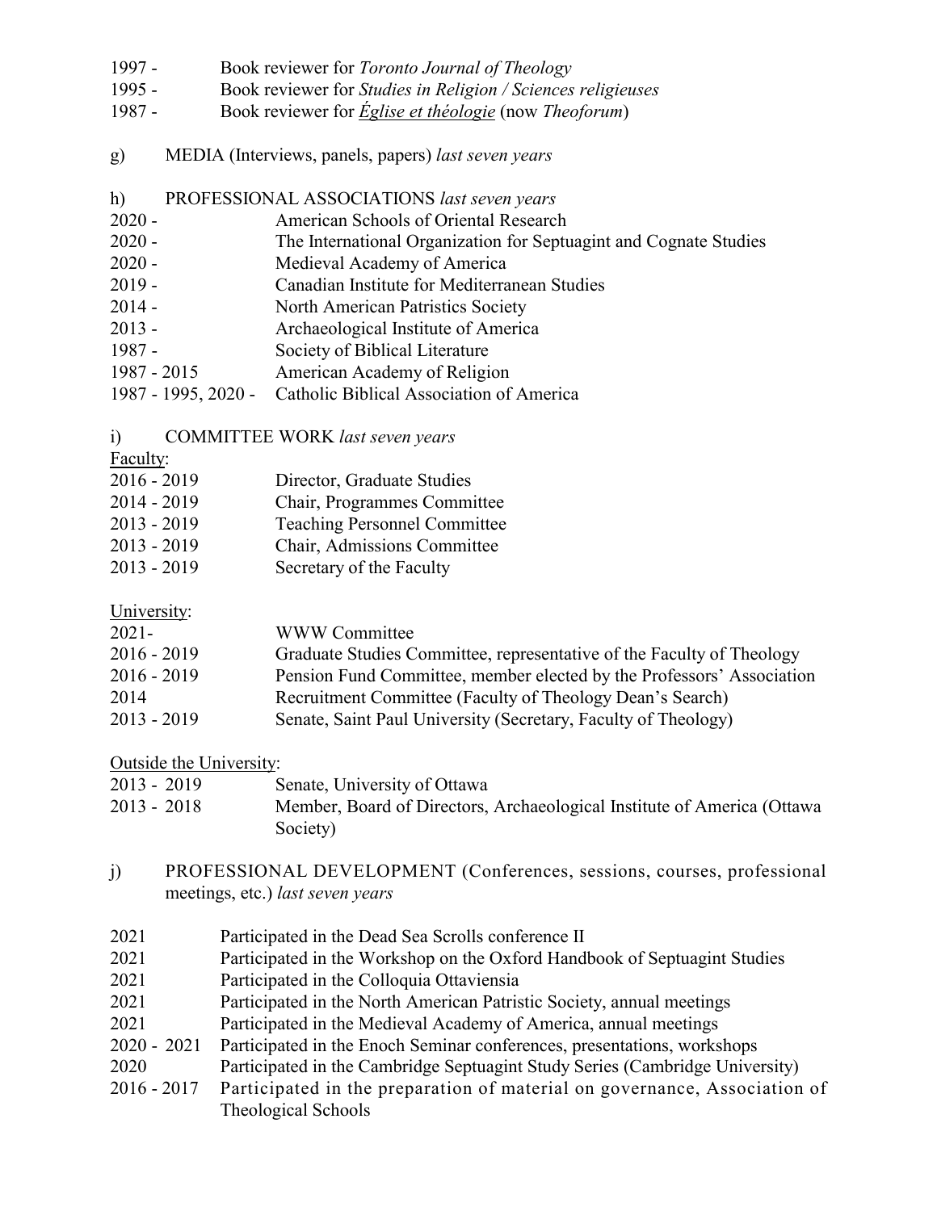1997 - Book reviewer for *Toronto Journal of Theology*
1995 - Book reviewer for *Studies in Religion / Sciences religieuses*
1987 - Book reviewer for *Église et théologie* (now *Theoforum*)

g) MEDIA (Interviews, panels, papers) *last seven years*

h) PROFESSIONAL ASSOCIATIONS *last seven years*

| | |
|---|---|
| 2020 - | American Schools of Oriental Research |
| 2020 - | The International Organization for Septuagint and Cognate Studies |
| 2020 - | Medieval Academy of America |
| 2019 - | Canadian Institute for Mediterranean Studies |
| 2014 - | North American Patristics Society |
| 2013 - | Archaeological Institute of America |
| 1987 - | Society of Biblical Literature |
| 1987 - 2015 | American Academy of Religion |
| 1987 - 1995, 2020 - | Catholic Biblical Association of America |

i) COMMITTEE WORK *last seven years*

Faculty:

| | |
|---|---|
| 2016 - 2019 | Director, Graduate Studies |
| 2014 - 2019 | Chair, Programmes Committee |
| 2013 - 2019 | Teaching Personnel Committee |
| 2013 - 2019 | Chair, Admissions Committee |
| 2013 - 2019 | Secretary of the Faculty |

University:

| | |
|---|---|
| 2021- | WWW Committee |
| 2016 - 2019 | Graduate Studies Committee, representative of the Faculty of Theology |
| 2016 - 2019 | Pension Fund Committee, member elected by the Professors' Association |
| 2014 | Recruitment Committee (Faculty of Theology Dean's Search) |
| 2013 - 2019 | Senate, Saint Paul University (Secretary, Faculty of Theology) |

Outside the University:

| | |
|---|---|
| 2013 - 2019 | Senate, University of Ottawa |
| 2013 - 2018 | Member, Board of Directors, Archaeological Institute of America (Ottawa Society) |

j) PROFESSIONAL DEVELOPMENT (Conferences, sessions, courses, professional meetings, etc.) *last seven years*

| | |
|---|---|
| 2021 | Participated in the Dead Sea Scrolls conference II |
| 2021 | Participated in the Workshop on the Oxford Handbook of Septuagint Studies |
| 2021 | Participated in the Colloquia Ottaviensia |
| 2021 | Participated in the North American Patristic Society, annual meetings |
| 2021 | Participated in the Medieval Academy of America, annual meetings |
| 2020 - 2021 | Participated in the Enoch Seminar conferences, presentations, workshops |
| 2020 | Participated in the Cambridge Septuagint Study Series (Cambridge University) |
| 2016 - 2017 | Participated in the preparation of material on governance, Association of Theological Schools |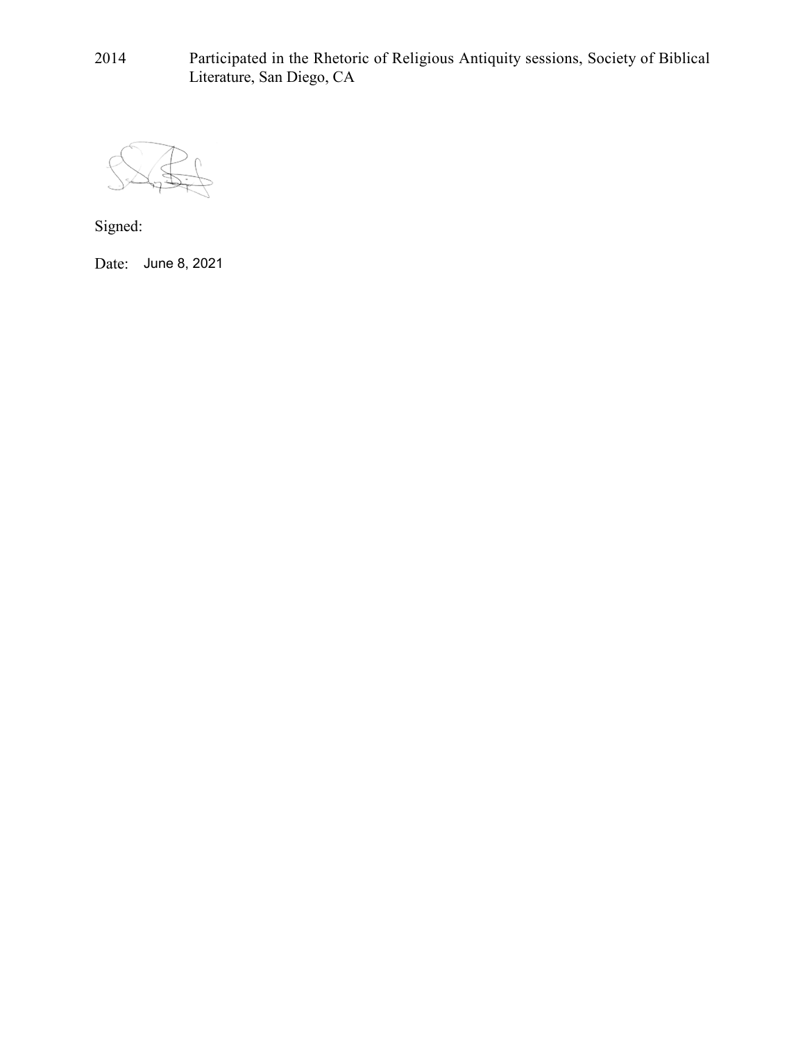2014 Participated in the Rhetoric of Religious Antiquity sessions, Society of Biblical Literature, San Diego, CA

Signed:

Date: June 8, 2021